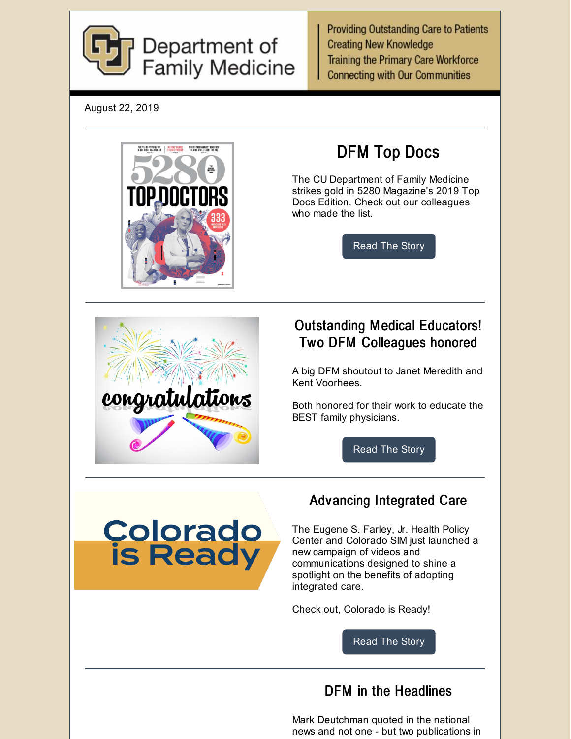Department of Family Medicine

Providing Outstanding Care to Patients
Creating New Knowledge
Training the Primary Care Workforce
Connecting with Our Communities

August 22, 2019

---

## DFM Top Docs

The CU Department of Family Medicine strikes gold in 5280 Magazine's 2019 Top Docs Edition. Check out our colleagues who made the list.

Read The Story

---

## Outstanding Medical Educators! Two DFM Colleagues honored

A big DFM shoutout to Janet Meredith and Kent Voorhees.

Both honored for their work to educate the BEST family physicians.

Read The Story

---

## Advancing Integrated Care

The Eugene S. Farley, Jr. Health Policy Center and Colorado SIM just launched a new campaign of videos and communications designed to shine a spotlight on the benefits of adopting integrated care.

Check out, Colorado is Ready!

Read The Story

---

## DFM in the Headlines

Mark Deutchman quoted in the national news and not one - but two publications in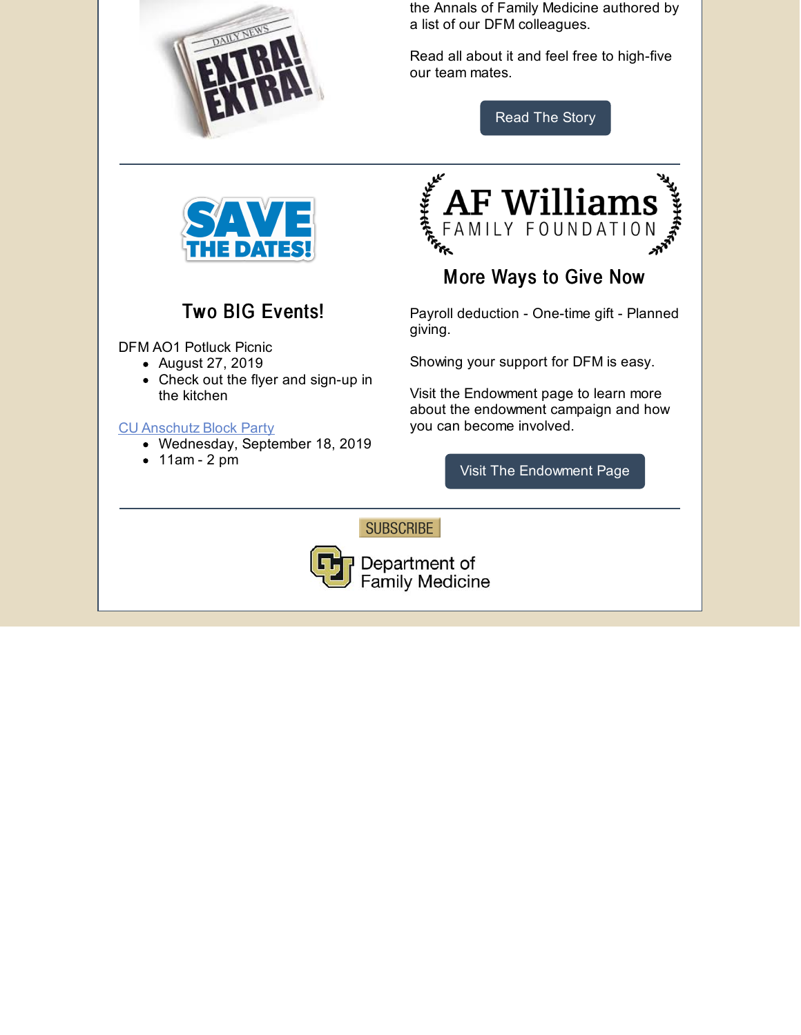the Annals of Family Medicine authored by a list of our DFM colleagues.

Read all about it and feel free to high-five our team mates.

Read The Story

## Two BIG Events!

DFM AO1 Potluck Picnic

- August 27, 2019
- Check out the flyer and sign-up in the kitchen

CU Anschutz Block Party

- Wednesday, September 18, 2019
- 11am - 2 pm

## More Ways to Give Now

Payroll deduction - One-time gift - Planned giving.

Showing your support for DFM is easy.

Visit the Endowment page to learn more about the endowment campaign and how you can become involved.

Visit The Endowment Page

SUBSCRIBE

Department of Family Medicine